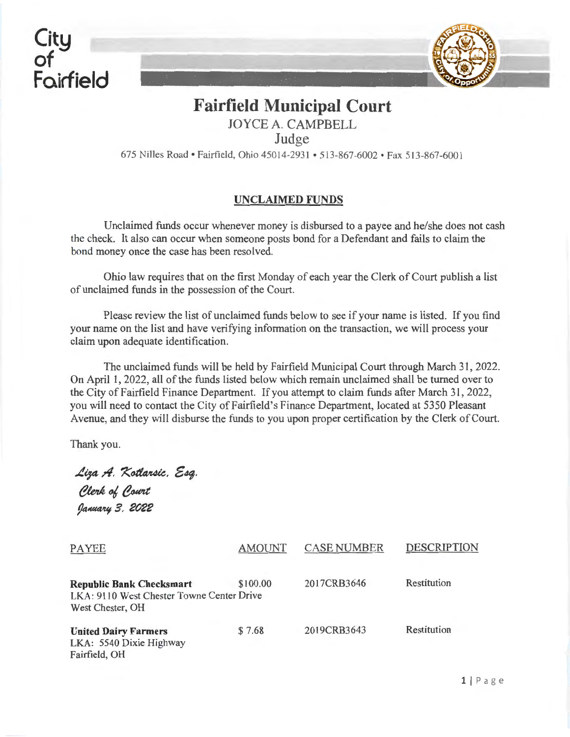City of Fairfield

# Fairfield Municipal Court

JOYCE A. CAMPBELL
Judge

675 Nilles Road • Fairfield, Ohio 45014-2931 • 513-867-6002 • Fax 513-867-6001

## UNCLAIMED FUNDS

Unclaimed funds occur whenever money is disbursed to a payee and he/she does not cash the check. It also can occur when someone posts bond for a Defendant and fails to claim the bond money once the case has been resolved.

Ohio law requires that on the first Monday of each year the Clerk of Court publish a list of unclaimed funds in the possession of the Court.

Please review the list of unclaimed funds below to see if your name is listed. If you find your name on the list and have verifying information on the transaction, we will process your claim upon adequate identification.

The unclaimed funds will be held by Fairfield Municipal Court through March 31, 2022. On April 1, 2022, all of the funds listed below which remain unclaimed shall be turned over to the City of Fairfield Finance Department. If you attempt to claim funds after March 31, 2022, you will need to contact the City of Fairfield's Finance Department, located at 5350 Pleasant Avenue, and they will disburse the funds to you upon proper certification by the Clerk of Court.

Thank you.

*Liza A. Kotlarsic, Esq.*
*Clerk of Court*
*January 3, 2022*

| PAYEE | AMOUNT | CASE NUMBER | DESCRIPTION |
|---|---|---|---|
| **Republic Bank Checksmart** LKA: 9110 West Chester Towne Center Drive West Chester, OH | $100.00 | 2017CRB3646 | Restitution |
| **United Dairy Farmers** LKA: 5540 Dixie Highway Fairfield, OH | $ 7.68 | 2019CRB3643 | Restitution |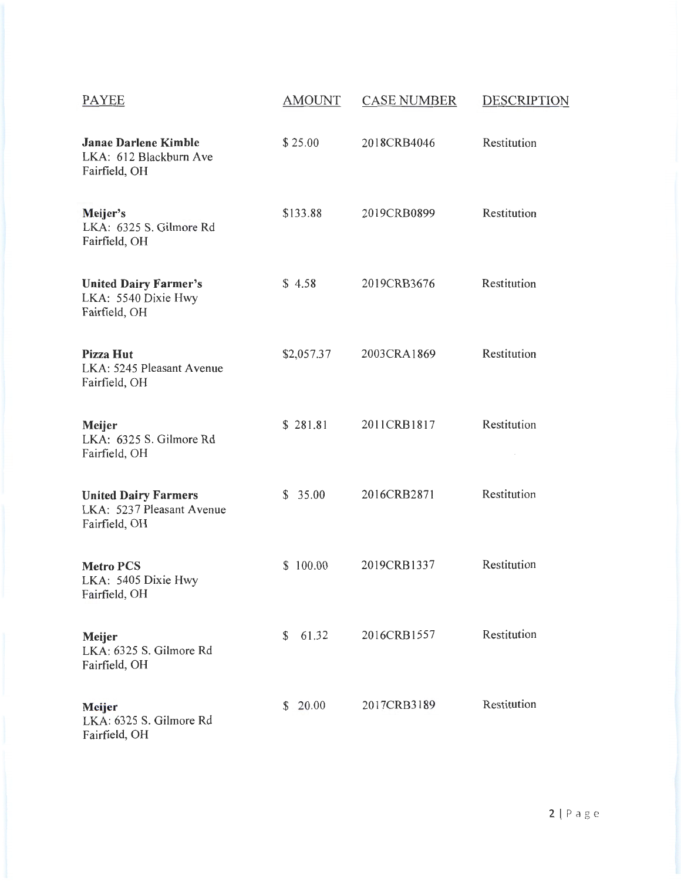| PAYEE | AMOUNT | CASE NUMBER | DESCRIPTION |
|---|---|---|---|
| **Janae Darlene Kimble**<br>LKA: 612 Blackburn Ave<br>Fairfield, OH | $ 25.00 | 2018CRB4046 | Restitution |
| **Meijer's**<br>LKA: 6325 S. Gilmore Rd<br>Fairfield, OH | $133.88 | 2019CRB0899 | Restitution |
| **United Dairy Farmer's**<br>LKA: 5540 Dixie Hwy<br>Fairfield, OH | $ 4.58 | 2019CRB3676 | Restitution |
| **Pizza Hut**<br>LKA: 5245 Pleasant Avenue<br>Fairfield, OH | $2,057.37 | 2003CRA1869 | Restitution |
| **Meijer**<br>LKA: 6325 S. Gilmore Rd<br>Fairfield, OH | $ 281.81 | 2011CRB1817 | Restitution |
| **United Dairy Farmers**<br>LKA: 5237 Pleasant Avenue<br>Fairfield, OH | $ 35.00 | 2016CRB2871 | Restitution |
| **Metro PCS**<br>LKA: 5405 Dixie Hwy<br>Fairfield, OH | $ 100.00 | 2019CRB1337 | Restitution |
| **Meijer**<br>LKA: 6325 S. Gilmore Rd<br>Fairfield, OH | $ 61.32 | 2016CRB1557 | Restitution |
| **Meijer**<br>LKA: 6325 S. Gilmore Rd<br>Fairfield, OH | $ 20.00 | 2017CRB3189 | Restitution |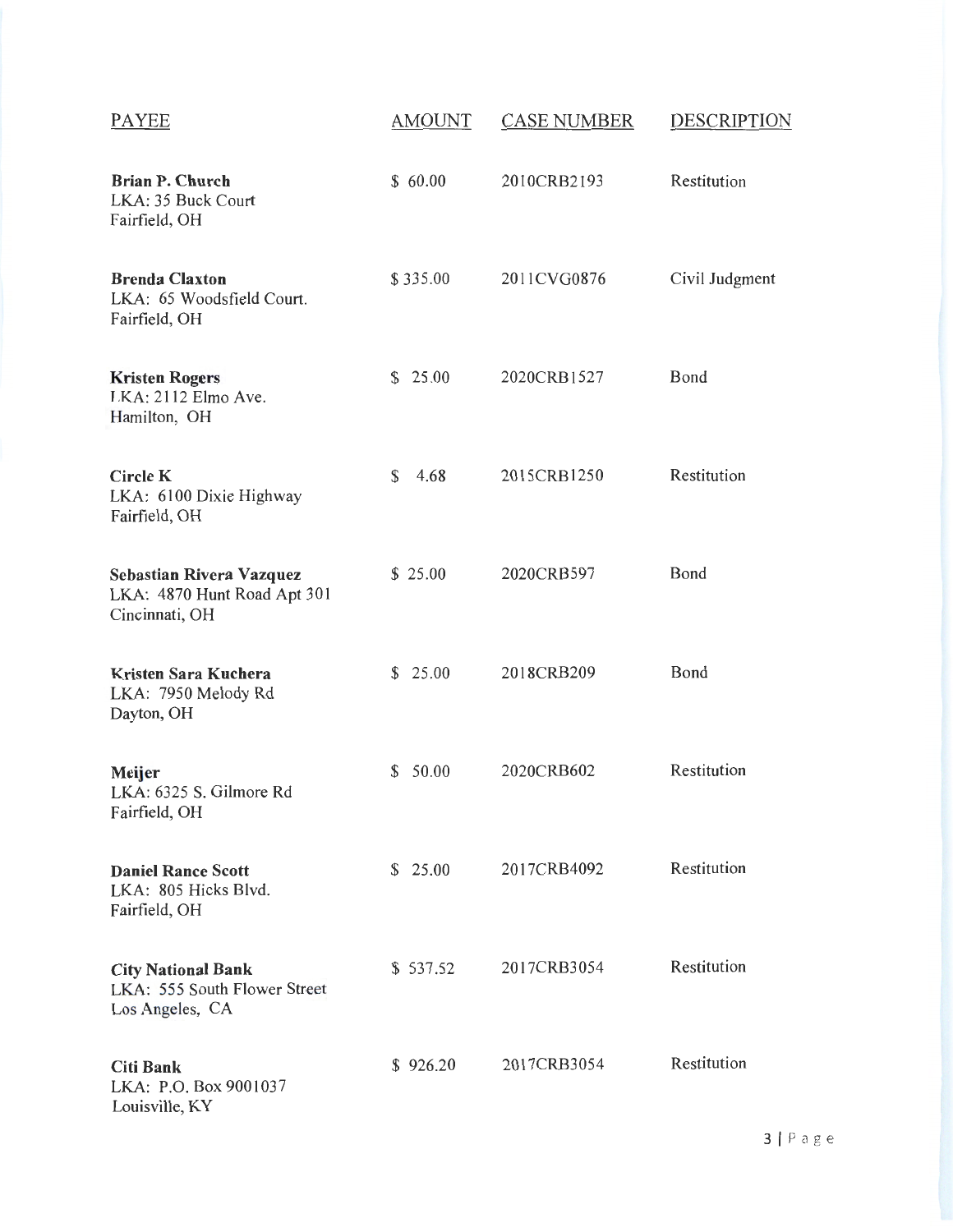| PAYEE | AMOUNT | CASE NUMBER | DESCRIPTION |
|---|---|---|---|
| **Brian P. Church**<br>LKA: 35 Buck Court<br>Fairfield, OH | $ 60.00 | 2010CRB2193 | Restitution |
| **Brenda Claxton**<br>LKA: 65 Woodsfield Court.<br>Fairfield, OH | $ 335.00 | 2011CVG0876 | Civil Judgment |
| **Kristen Rogers**<br>LKA: 2112 Elmo Ave.<br>Hamilton, OH | $ 25.00 | 2020CRB1527 | Bond |
| **Circle K**<br>LKA: 6100 Dixie Highway<br>Fairfield, OH | $ 4.68 | 2015CRB1250 | Restitution |
| **Sebastian Rivera Vazquez**<br>LKA: 4870 Hunt Road Apt 301<br>Cincinnati, OH | $ 25.00 | 2020CRB597 | Bond |
| **Kristen Sara Kuchera**<br>LKA: 7950 Melody Rd<br>Dayton, OH | $ 25.00 | 2018CRB209 | Bond |
| **Meijer**<br>LKA: 6325 S. Gilmore Rd<br>Fairfield, OH | $ 50.00 | 2020CRB602 | Restitution |
| **Daniel Rance Scott**<br>LKA: 805 Hicks Blvd.<br>Fairfield, OH | $ 25.00 | 2017CRB4092 | Restitution |
| **City National Bank**<br>LKA: 555 South Flower Street<br>Los Angeles, CA | $ 537.52 | 2017CRB3054 | Restitution |
| **Citi Bank**<br>LKA: P.O. Box 9001037<br>Louisville, KY | $ 926.20 | 2017CRB3054 | Restitution |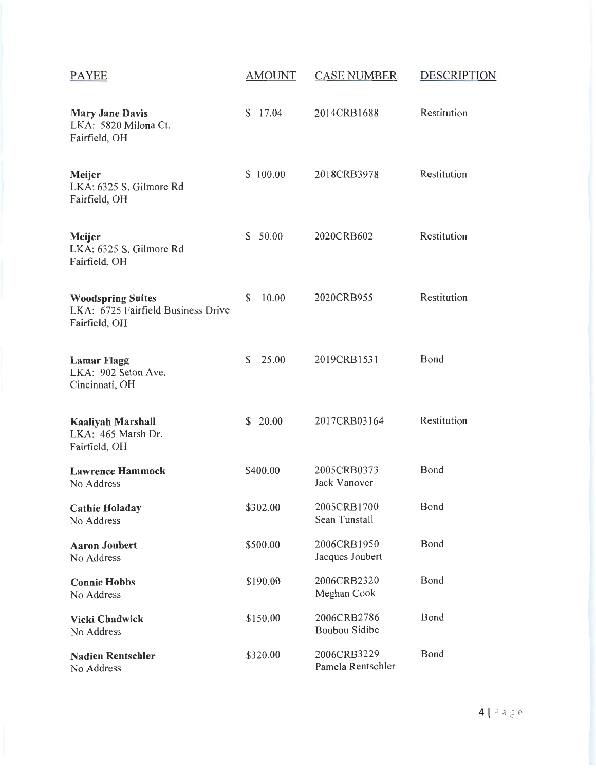| PAYEE | AMOUNT | CASE NUMBER | DESCRIPTION |
|---|---|---|---|
| **Mary Jane Davis**<br>LKA: 5820 Milona Ct.<br>Fairfield, OH | $ 17.04 | 2014CRB1688 | Restitution |
| **Meijer**<br>LKA: 6325 S. Gilmore Rd<br>Fairfield, OH | $ 100.00 | 2018CRB3978 | Restitution |
| **Meijer**<br>LKA: 6325 S. Gilmore Rd<br>Fairfield, OH | $ 50.00 | 2020CRB602 | Restitution |
| **Woodspring Suites**<br>LKA: 6725 Fairfield Business Drive<br>Fairfield, OH | $ 10.00 | 2020CRB955 | Restitution |
| **Lamar Flagg**<br>LKA: 902 Seton Ave.<br>Cincinnati, OH | $ 25.00 | 2019CRB1531 | Bond |
| **Kaaliyah Marshall**<br>LKA: 465 Marsh Dr.<br>Fairfield, OH | $ 20.00 | 2017CRB03164 | Restitution |
| **Lawrence Hammock**<br>No Address | $400.00 | 2005CRB0373<br>Jack Vanover | Bond |
| **Cathie Holaday**<br>No Address | $302.00 | 2005CRB1700<br>Sean Tunstall | Bond |
| **Aaron Joubert**<br>No Address | $500.00 | 2006CRB1950<br>Jacques Joubert | Bond |
| **Connie Hobbs**<br>No Address | $190.00 | 2006CRB2320<br>Meghan Cook | Bond |
| **Vicki Chadwick**<br>No Address | $150.00 | 2006CRB2786<br>Boubou Sidibe | Bond |
| **Nadien Rentschler**<br>No Address | $320.00 | 2006CRB3229<br>Pamela Rentschler | Bond |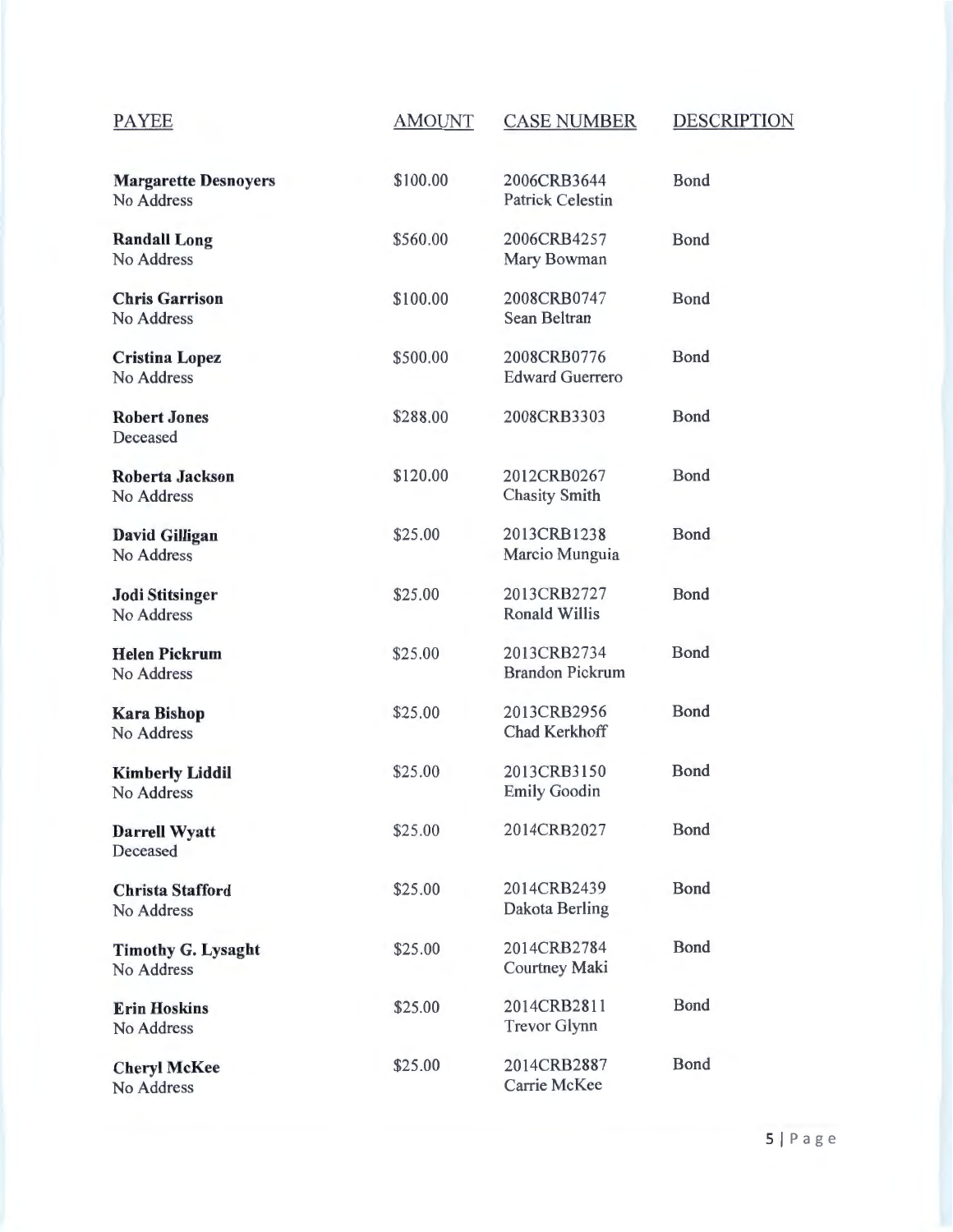| PAYEE | AMOUNT | CASE NUMBER | DESCRIPTION |
|---|---|---|---|
| **Margarette Desnoyers**<br>No Address | $100.00 | 2006CRB3644<br>Patrick Celestin | Bond |
| **Randall Long**<br>No Address | $560.00 | 2006CRB4257<br>Mary Bowman | Bond |
| **Chris Garrison**<br>No Address | $100.00 | 2008CRB0747<br>Sean Beltran | Bond |
| **Cristina Lopez**<br>No Address | $500.00 | 2008CRB0776<br>Edward Guerrero | Bond |
| **Robert Jones**<br>Deceased | $288.00 | 2008CRB3303 | Bond |
| **Roberta Jackson**<br>No Address | $120.00 | 2012CRB0267<br>Chasity Smith | Bond |
| **David Gilligan**<br>No Address | $25.00 | 2013CRB1238<br>Marcio Munguia | Bond |
| **Jodi Stitsinger**<br>No Address | $25.00 | 2013CRB2727<br>Ronald Willis | Bond |
| **Helen Pickrum**<br>No Address | $25.00 | 2013CRB2734<br>Brandon Pickrum | Bond |
| **Kara Bishop**<br>No Address | $25.00 | 2013CRB2956<br>Chad Kerkhoff | Bond |
| **Kimberly Liddil**<br>No Address | $25.00 | 2013CRB3150<br>Emily Goodin | Bond |
| **Darrell Wyatt**<br>Deceased | $25.00 | 2014CRB2027 | Bond |
| **Christa Stafford**<br>No Address | $25.00 | 2014CRB2439<br>Dakota Berling | Bond |
| **Timothy G. Lysaght**<br>No Address | $25.00 | 2014CRB2784<br>Courtney Maki | Bond |
| **Erin Hoskins**<br>No Address | $25.00 | 2014CRB2811<br>Trevor Glynn | Bond |
| **Cheryl McKee**<br>No Address | $25.00 | 2014CRB2887<br>Carrie McKee | Bond |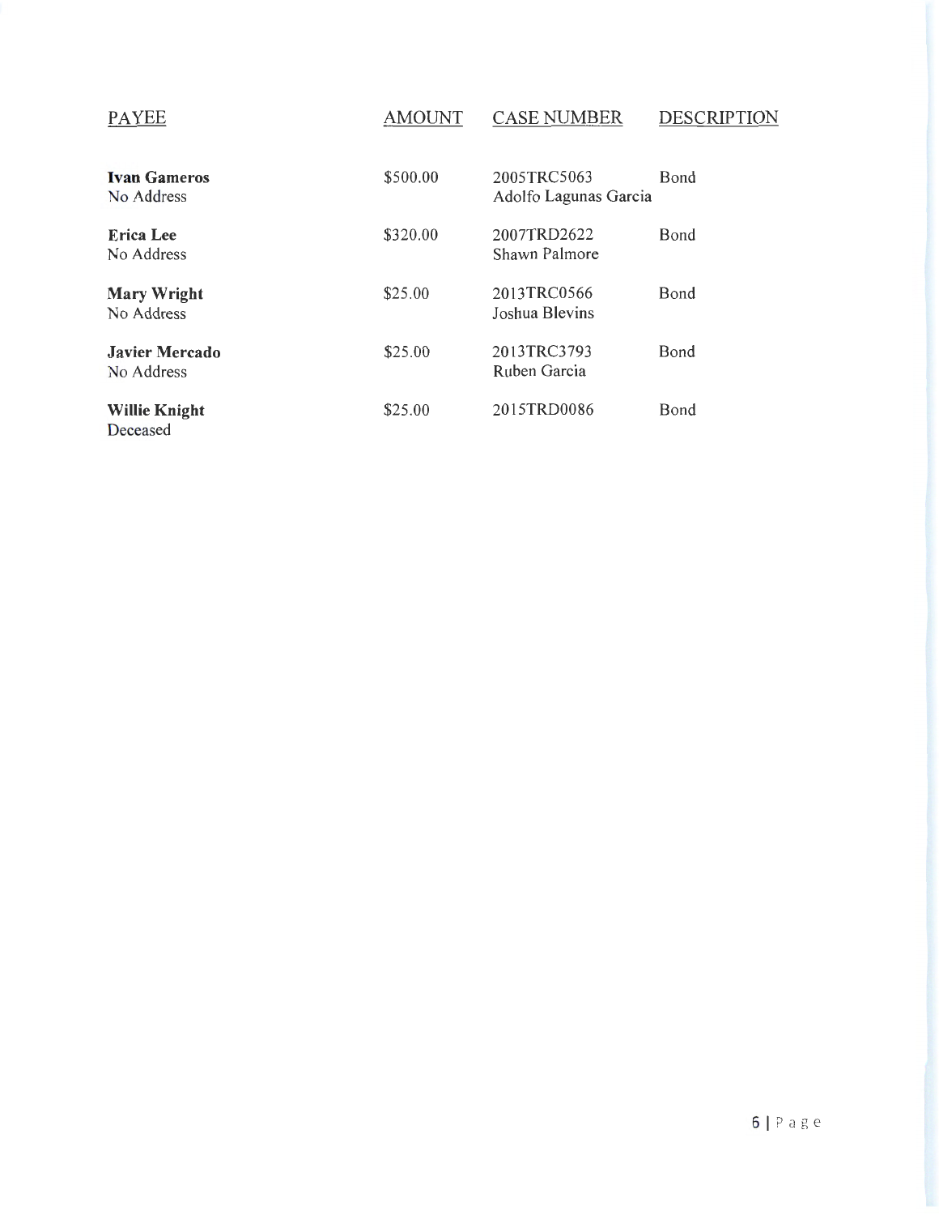| PAYEE | AMOUNT | CASE NUMBER | DESCRIPTION |
|---|---|---|---|
| **Ivan Gameros**<br>No Address | $500.00 | 2005TRC5063<br>Adolfo Lagunas Garcia | Bond |
| **Erica Lee**<br>No Address | $320.00 | 2007TRD2622<br>Shawn Palmore | Bond |
| **Mary Wright**<br>No Address | $25.00 | 2013TRC0566<br>Joshua Blevins | Bond |
| **Javier Mercado**<br>No Address | $25.00 | 2013TRC3793<br>Ruben Garcia | Bond |
| **Willie Knight**<br>Deceased | $25.00 | 2015TRD0086 | Bond |